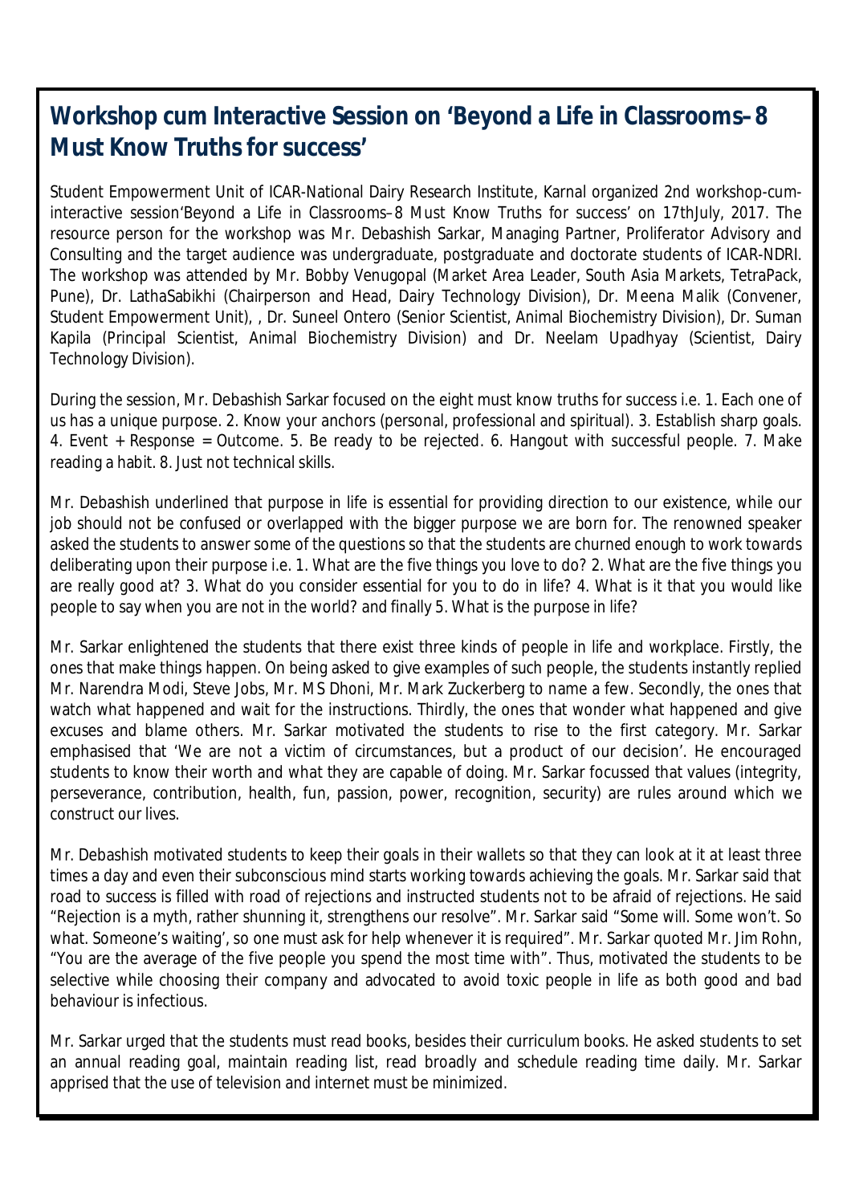## Workshop cum Interactive Session on 'Beyond a Life in Classrooms–8 Must Know Truths for success'

Student Empowerment Unit of ICAR-National Dairy Research Institute, Karnal organized 2nd workshop-cum-interactive session'Beyond a Life in Classrooms–8 Must Know Truths for success' on 17thJuly, 2017. The resource person for the workshop was Mr. Debashish Sarkar, Managing Partner, Proliferator Advisory and Consulting and the target audience was undergraduate, postgraduate and doctorate students of ICAR-NDRI. The workshop was attended by Mr. Bobby Venugopal (Market Area Leader, South Asia Markets, TetraPack, Pune), Dr. LathaSabikhi (Chairperson and Head, Dairy Technology Division), Dr. Meena Malik (Convener, Student Empowerment Unit), , Dr. Suneel Ontero (Senior Scientist, Animal Biochemistry Division), Dr. Suman Kapila (Principal Scientist, Animal Biochemistry Division) and Dr. Neelam Upadhyay (Scientist, Dairy Technology Division).

During the session, Mr. Debashish Sarkar focused on the eight must know truths for success i.e. 1. Each one of us has a unique purpose. 2. Know your anchors (personal, professional and spiritual). 3. Establish sharp goals. 4. Event + Response = Outcome. 5. Be ready to be rejected. 6. Hangout with successful people. 7. Make reading a habit. 8. Just not technical skills.

Mr. Debashish underlined that purpose in life is essential for providing direction to our existence, while our job should not be confused or overlapped with the bigger purpose we are born for. The renowned speaker asked the students to answer some of the questions so that the students are churned enough to work towards deliberating upon their purpose i.e. 1. What are the five things you love to do? 2. What are the five things you are really good at? 3. What do you consider essential for you to do in life? 4. What is it that you would like people to say when you are not in the world? and finally 5. What is the purpose in life?

Mr. Sarkar enlightened the students that there exist three kinds of people in life and workplace. Firstly, the ones that make things happen. On being asked to give examples of such people, the students instantly replied Mr. Narendra Modi, Steve Jobs, Mr. MS Dhoni, Mr. Mark Zuckerberg to name a few. Secondly, the ones that watch what happened and wait for the instructions. Thirdly, the ones that wonder what happened and give excuses and blame others. Mr. Sarkar motivated the students to rise to the first category. Mr. Sarkar emphasised that 'We are not a victim of circumstances, but a product of our decision'. He encouraged students to know their worth and what they are capable of doing. Mr. Sarkar focussed that values (integrity, perseverance, contribution, health, fun, passion, power, recognition, security) are rules around which we construct our lives.

Mr. Debashish motivated students to keep their goals in their wallets so that they can look at it at least three times a day and even their subconscious mind starts working towards achieving the goals. Mr. Sarkar said that road to success is filled with road of rejections and instructed students not to be afraid of rejections. He said "Rejection is a myth, rather shunning it, strengthens our resolve". Mr. Sarkar said "Some will. Some won't. So what. Someone's waiting', so one must ask for help whenever it is required". Mr. Sarkar quoted Mr. Jim Rohn, "You are the average of the five people you spend the most time with". Thus, motivated the students to be selective while choosing their company and advocated to avoid toxic people in life as both good and bad behaviour is infectious.

Mr. Sarkar urged that the students must read books, besides their curriculum books. He asked students to set an annual reading goal, maintain reading list, read broadly and schedule reading time daily. Mr. Sarkar apprised that the use of television and internet must be minimized.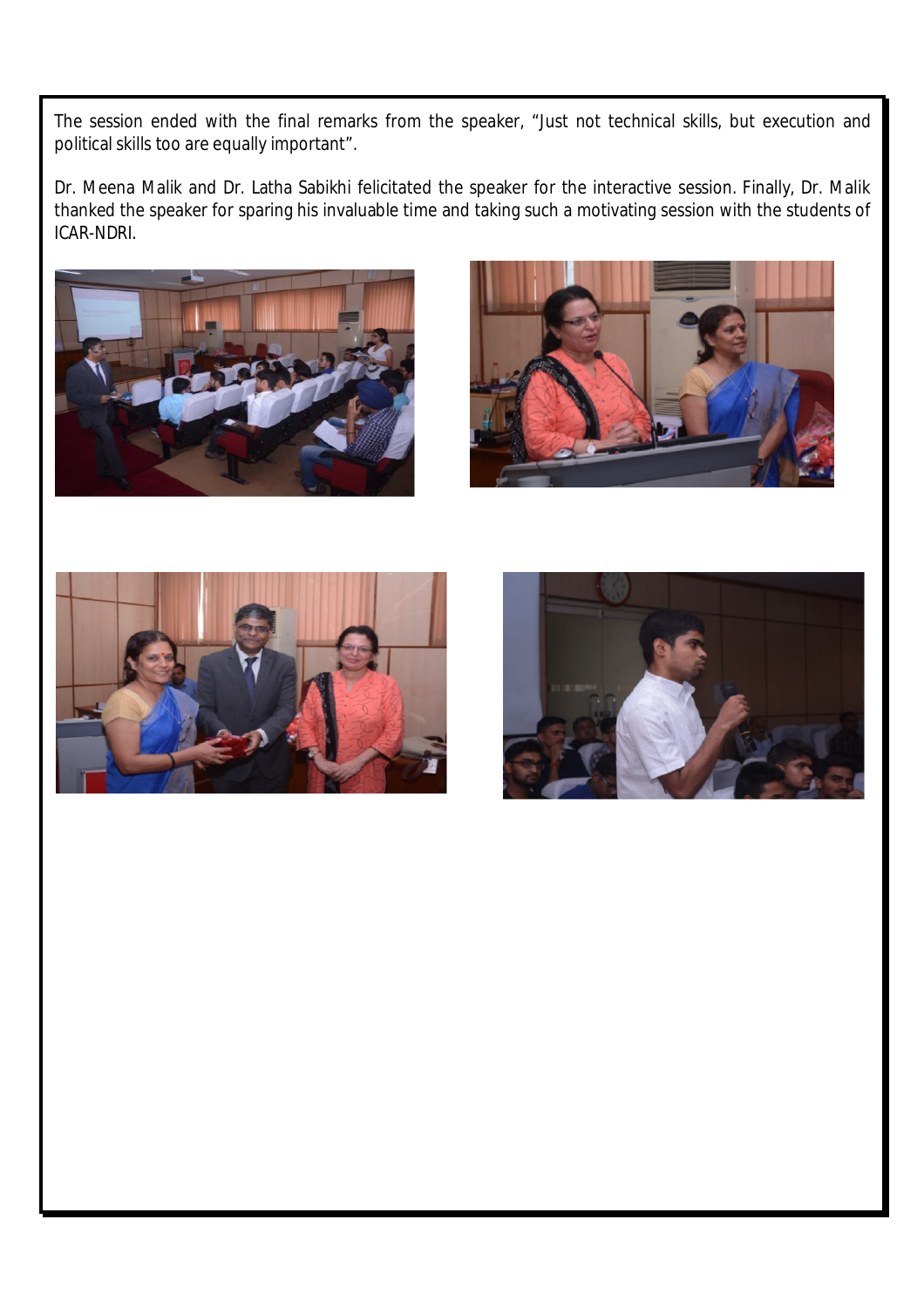The session ended with the final remarks from the speaker, "Just not technical skills, but execution and political skills too are equally important".

Dr. Meena Malik and Dr. Latha Sabikhi felicitated the speaker for the interactive session. Finally, Dr. Malik thanked the speaker for sparing his invaluable time and taking such a motivating session with the students of ICAR-NDRI.